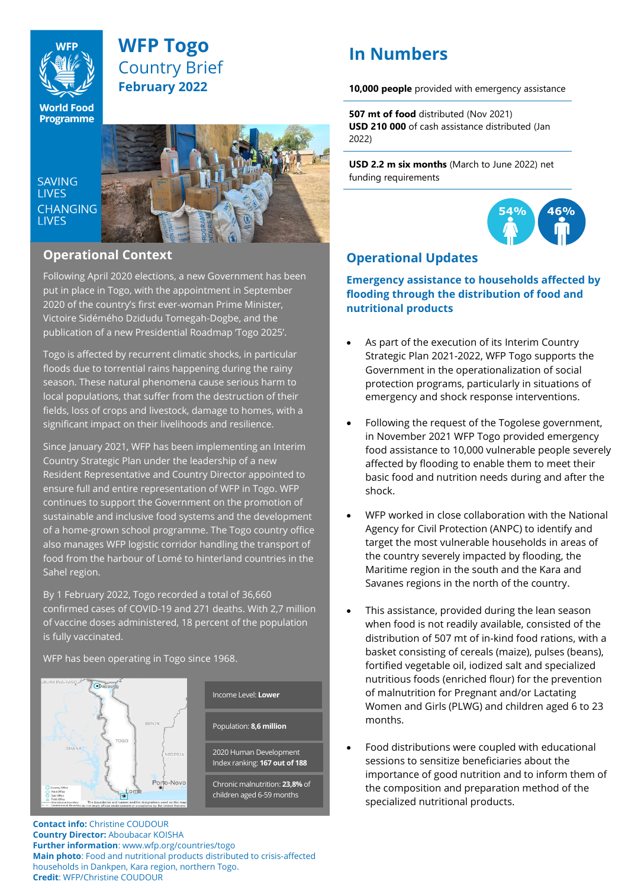# WFP Togo

## Country Brief

**February 2022**

SAVING LIVES
CHANGING LIVES

## Operational Context

Following April 2020 elections, a new Government has been put in place in Togo, with the appointment in September 2020 of the country's first ever-woman Prime Minister, Victoire Sidémého Dzidudu Tomegah-Dogbe, and the publication of a new Presidential Roadmap 'Togo 2025'.

Togo is affected by recurrent climatic shocks, in particular floods due to torrential rains happening during the rainy season. These natural phenomena cause serious harm to local populations, that suffer from the destruction of their fields, loss of crops and livestock, damage to homes, with a significant impact on their livelihoods and resilience.

Since January 2021, WFP has been implementing an Interim Country Strategic Plan under the leadership of a new Resident Representative and Country Director appointed to ensure full and entire representation of WFP in Togo. WFP continues to support the Government on the promotion of sustainable and inclusive food systems and the development of a home-grown school programme. The Togo country office also manages WFP logistic corridor handling the transport of food from the harbour of Lomé to hinterland countries in the Sahel region.

By 1 February 2022, Togo recorded a total of 36,660 confirmed cases of COVID-19 and 271 deaths. With 2,7 million of vaccine doses administered, 18 percent of the population is fully vaccinated.

WFP has been operating in Togo since 1968.

Income Level: **Lower**

Population: **8,6 million**

2020 Human Development Index ranking: **167 out of 188**

Chronic malnutrition: **23,8%** of children aged 6-59 months

**Contact info:** Christine COUDOUR
**Country Director:** Aboubacar KOISHA
**Further information**: www.wfp.org/countries/togo
**Main photo**: Food and nutritional products distributed to crisis-affected households in Dankpen, Kara region, northern Togo.
**Credit**: WFP/Christine COUDOUR

## In Numbers

**10,000 people** provided with emergency assistance

**507 mt of food** distributed (Nov 2021)
**USD 210 000** of cash assistance distributed (Jan 2022)

**USD 2.2 m six months** (March to June 2022) net funding requirements

54% 46%

## Operational Updates

### Emergency assistance to households affected by flooding through the distribution of food and nutritional products

- As part of the execution of its Interim Country Strategic Plan 2021-2022, WFP Togo supports the Government in the operationalization of social protection programs, particularly in situations of emergency and shock response interventions.
- Following the request of the Togolese government, in November 2021 WFP Togo provided emergency food assistance to 10,000 vulnerable people severely affected by flooding to enable them to meet their basic food and nutrition needs during and after the shock.
- WFP worked in close collaboration with the National Agency for Civil Protection (ANPC) to identify and target the most vulnerable households in areas of the country severely impacted by flooding, the Maritime region in the south and the Kara and Savanes regions in the north of the country.
- This assistance, provided during the lean season when food is not readily available, consisted of the distribution of 507 mt of in-kind food rations, with a basket consisting of cereals (maize), pulses (beans), fortified vegetable oil, iodized salt and specialized nutritious foods (enriched flour) for the prevention of malnutrition for Pregnant and/or Lactating Women and Girls (PLWG) and children aged 6 to 23 months.
- Food distributions were coupled with educational sessions to sensitize beneficiaries about the importance of good nutrition and to inform them of the composition and preparation method of the specialized nutritional products.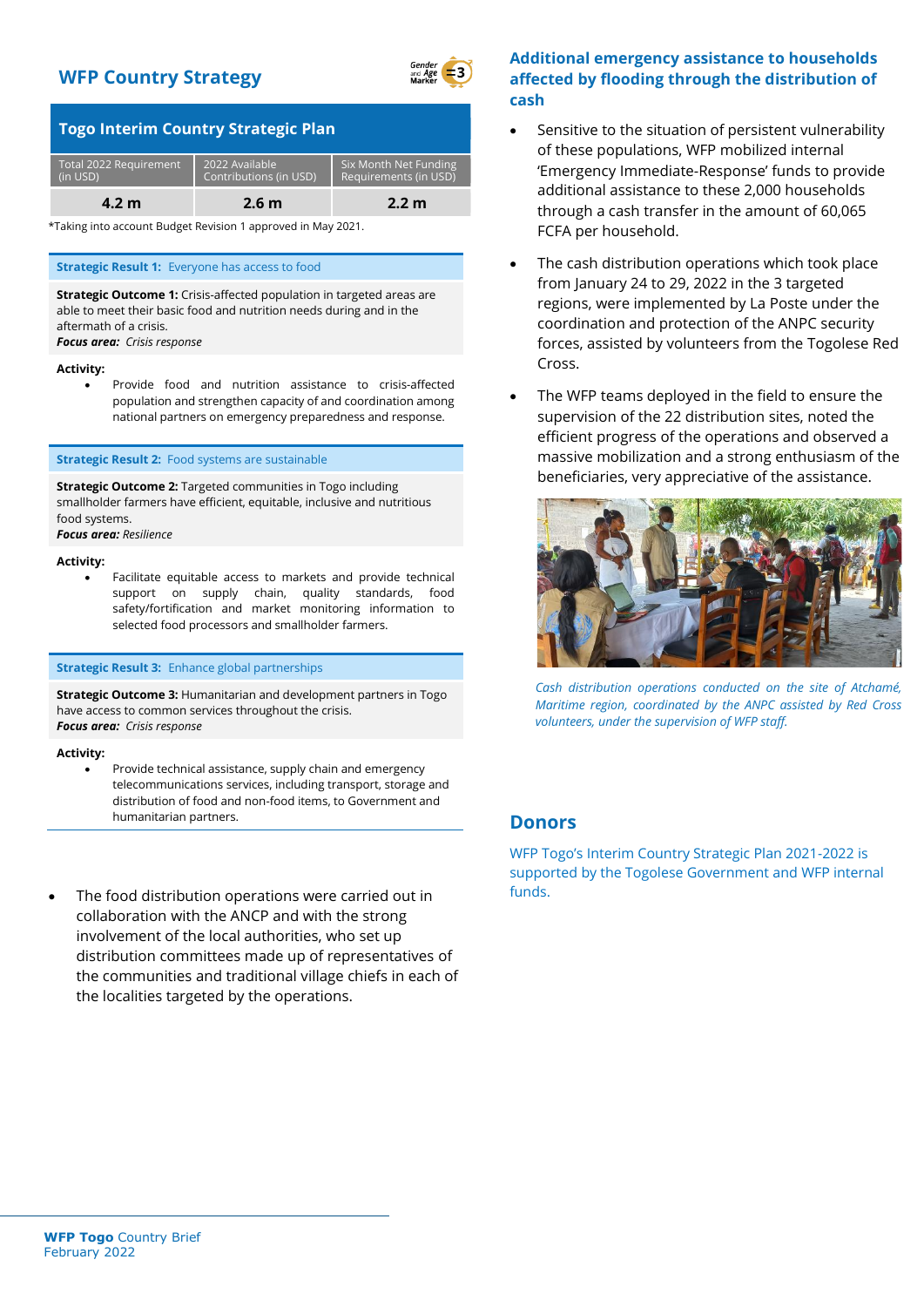## WFP Country Strategy

Gender and Age Marker =3

### Togo Interim Country Strategic Plan

| Total 2022 Requirement (in USD) | 2022 Available Contributions (in USD) | Six Month Net Funding Requirements (in USD) |
|---|---|---|
| 4.2 m | 2.6 m | 2.2 m |

*Taking into account Budget Revision 1 approved in May 2021.

**Strategic Result 1:** Everyone has access to food

**Strategic Outcome 1:** Crisis-affected population in targeted areas are able to meet their basic food and nutrition needs during and in the aftermath of a crisis.
***Focus area:*** *Crisis response*

**Activity:**

- Provide food and nutrition assistance to crisis-affected population and strengthen capacity of and coordination among national partners on emergency preparedness and response.

**Strategic Result 2:** Food systems are sustainable

**Strategic Outcome 2:** Targeted communities in Togo including smallholder farmers have efficient, equitable, inclusive and nutritious food systems.
***Focus area:*** *Resilience*

**Activity:**

- Facilitate equitable access to markets and provide technical support on supply chain, quality standards, food safety/fortification and market monitoring information to selected food processors and smallholder farmers.

**Strategic Result 3:** Enhance global partnerships

**Strategic Outcome 3:** Humanitarian and development partners in Togo have access to common services throughout the crisis.
***Focus area:*** *Crisis response*

**Activity:**

- Provide technical assistance, supply chain and emergency telecommunications services, including transport, storage and distribution of food and non-food items, to Government and humanitarian partners.

- The food distribution operations were carried out in collaboration with the ANCP and with the strong involvement of the local authorities, who set up distribution committees made up of representatives of the communities and traditional village chiefs in each of the localities targeted by the operations.

## Additional emergency assistance to households affected by flooding through the distribution of cash

- Sensitive to the situation of persistent vulnerability of these populations, WFP mobilized internal 'Emergency Immediate-Response' funds to provide additional assistance to these 2,000 households through a cash transfer in the amount of 60,065 FCFA per household.
- The cash distribution operations which took place from January 24 to 29, 2022 in the 3 targeted regions, were implemented by La Poste under the coordination and protection of the ANPC security forces, assisted by volunteers from the Togolese Red Cross.
- The WFP teams deployed in the field to ensure the supervision of the 22 distribution sites, noted the efficient progress of the operations and observed a massive mobilization and a strong enthusiasm of the beneficiaries, very appreciative of the assistance.

*Cash distribution operations conducted on the site of Atchamé, Maritime region, coordinated by the ANPC assisted by Red Cross volunteers, under the supervision of WFP staff.*

## Donors

WFP Togo's Interim Country Strategic Plan 2021-2022 is supported by the Togolese Government and WFP internal funds.